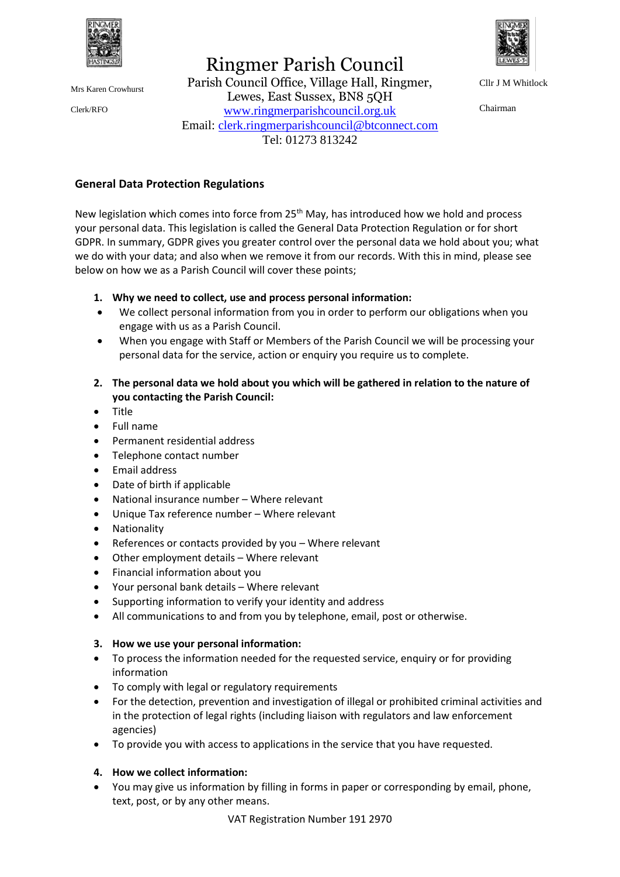# Ringmer Parish Council

Mrs Karen Crowhurst

Clerk/RFO

Parish Council Office, Village Hall, Ringmer,
Lewes, East Sussex, BN8 5QH
www.ringmerparishcouncil.org.uk
Email: clerk.ringmerparishcouncil@btconnect.com
Tel: 01273 813242

Cllr J M Whitlock

Chairman

## General Data Protection Regulations

New legislation which comes into force from 25th May, has introduced how we hold and process your personal data. This legislation is called the General Data Protection Regulation or for short GDPR. In summary, GDPR gives you greater control over the personal data we hold about you; what we do with your data; and also when we remove it from our records. With this in mind, please see below on how we as a Parish Council will cover these points;

1. **Why we need to collect, use and process personal information:**

- We collect personal information from you in order to perform our obligations when you engage with us as a Parish Council.
- When you engage with Staff or Members of the Parish Council we will be processing your personal data for the service, action or enquiry you require us to complete.

2. **The personal data we hold about you which will be gathered in relation to the nature of you contacting the Parish Council:**

- Title
- Full name
- Permanent residential address
- Telephone contact number
- Email address
- Date of birth if applicable
- National insurance number – Where relevant
- Unique Tax reference number – Where relevant
- Nationality
- References or contacts provided by you – Where relevant
- Other employment details – Where relevant
- Financial information about you
- Your personal bank details – Where relevant
- Supporting information to verify your identity and address
- All communications to and from you by telephone, email, post or otherwise.

3. **How we use your personal information:**

- To process the information needed for the requested service, enquiry or for providing information
- To comply with legal or regulatory requirements
- For the detection, prevention and investigation of illegal or prohibited criminal activities and in the protection of legal rights (including liaison with regulators and law enforcement agencies)
- To provide you with access to applications in the service that you have requested.

4. **How we collect information:**

- You may give us information by filling in forms in paper or corresponding by email, phone, text, post, or by any other means.

VAT Registration Number 191 2970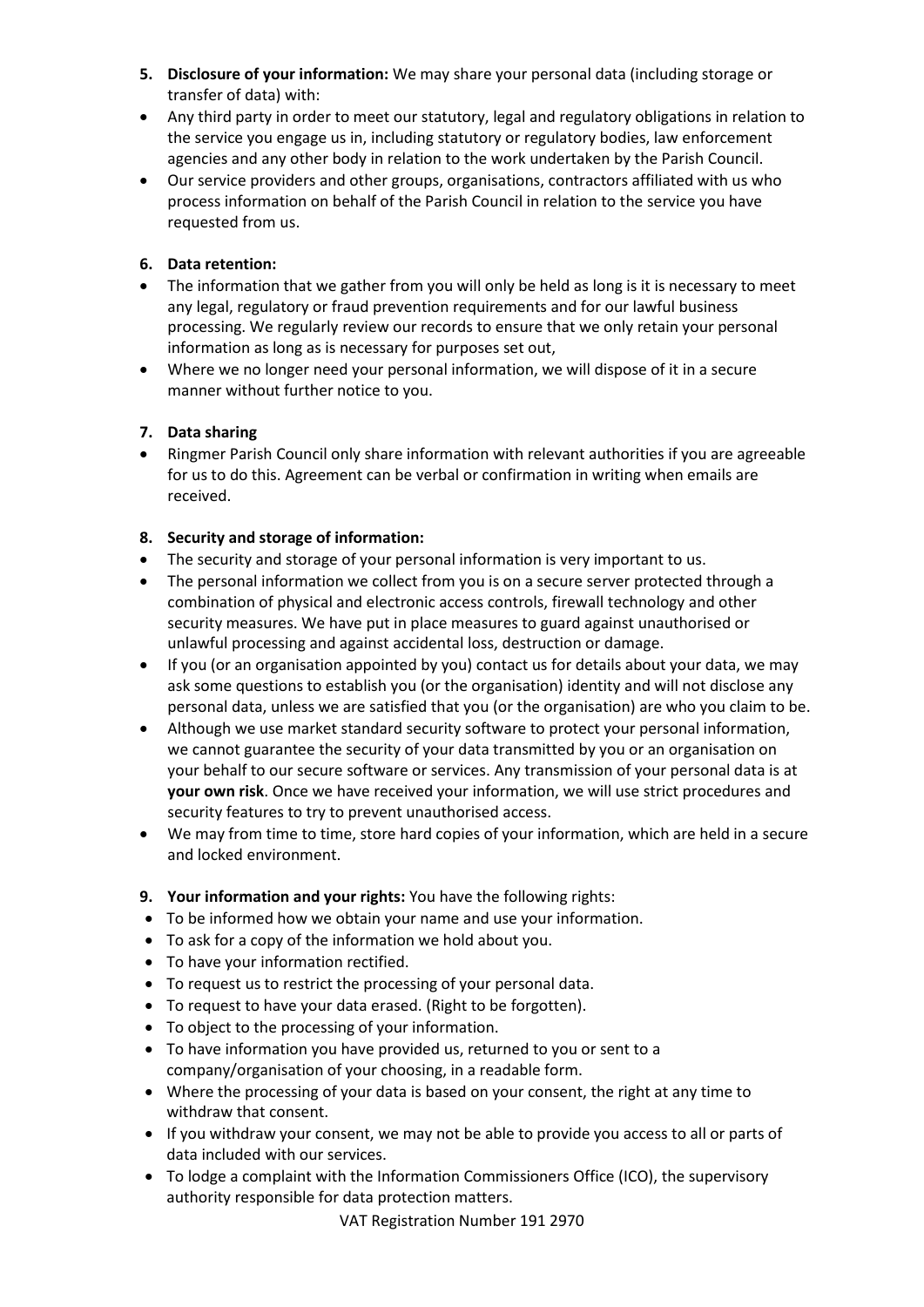5. **Disclosure of your information:** We may share your personal data (including storage or transfer of data) with:

- Any third party in order to meet our statutory, legal and regulatory obligations in relation to the service you engage us in, including statutory or regulatory bodies, law enforcement agencies and any other body in relation to the work undertaken by the Parish Council.
- Our service providers and other groups, organisations, contractors affiliated with us who process information on behalf of the Parish Council in relation to the service you have requested from us.

6. **Data retention:**

- The information that we gather from you will only be held as long is it is necessary to meet any legal, regulatory or fraud prevention requirements and for our lawful business processing. We regularly review our records to ensure that we only retain your personal information as long as is necessary for purposes set out,
- Where we no longer need your personal information, we will dispose of it in a secure manner without further notice to you.

7. **Data sharing**

- Ringmer Parish Council only share information with relevant authorities if you are agreeable for us to do this. Agreement can be verbal or confirmation in writing when emails are received.

8. **Security and storage of information:**

- The security and storage of your personal information is very important to us.
- The personal information we collect from you is on a secure server protected through a combination of physical and electronic access controls, firewall technology and other security measures. We have put in place measures to guard against unauthorised or unlawful processing and against accidental loss, destruction or damage.
- If you (or an organisation appointed by you) contact us for details about your data, we may ask some questions to establish you (or the organisation) identity and will not disclose any personal data, unless we are satisfied that you (or the organisation) are who you claim to be.
- Although we use market standard security software to protect your personal information, we cannot guarantee the security of your data transmitted by you or an organisation on your behalf to our secure software or services. Any transmission of your personal data is at **your own risk**. Once we have received your information, we will use strict procedures and security features to try to prevent unauthorised access.
- We may from time to time, store hard copies of your information, which are held in a secure and locked environment.

9. **Your information and your rights:** You have the following rights:

- To be informed how we obtain your name and use your information.
- To ask for a copy of the information we hold about you.
- To have your information rectified.
- To request us to restrict the processing of your personal data.
- To request to have your data erased. (Right to be forgotten).
- To object to the processing of your information.
- To have information you have provided us, returned to you or sent to a company/organisation of your choosing, in a readable form.
- Where the processing of your data is based on your consent, the right at any time to withdraw that consent.
- If you withdraw your consent, we may not be able to provide you access to all or parts of data included with our services.
- To lodge a complaint with the Information Commissioners Office (ICO), the supervisory authority responsible for data protection matters.

VAT Registration Number 191 2970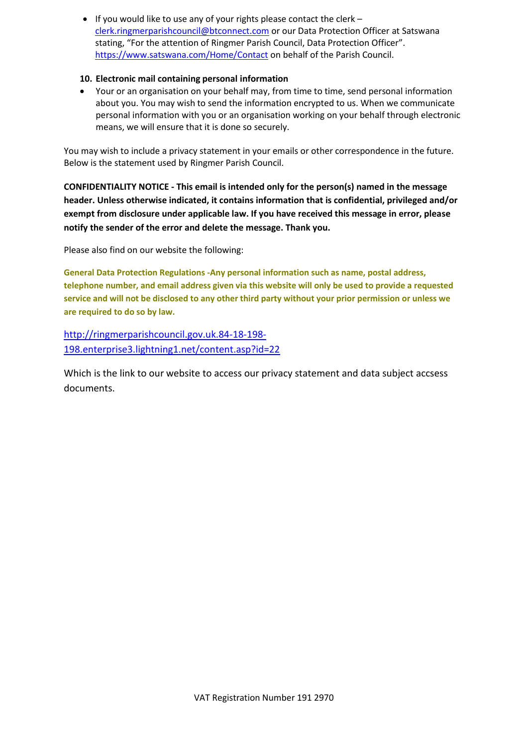- If you would like to use any of your rights please contact the clerk – clerk.ringmerparishcouncil@btconnect.com or our Data Protection Officer at Satswana stating, “For the attention of Ringmer Parish Council, Data Protection Officer”. https://www.satswana.com/Home/Contact on behalf of the Parish Council.

**10. Electronic mail containing personal information**

- Your or an organisation on your behalf may, from time to time, send personal information about you. You may wish to send the information encrypted to us. When we communicate personal information with you or an organisation working on your behalf through electronic means, we will ensure that it is done so securely.

You may wish to include a privacy statement in your emails or other correspondence in the future. Below is the statement used by Ringmer Parish Council.

**CONFIDENTIALITY NOTICE - This email is intended only for the person(s) named in the message header. Unless otherwise indicated, it contains information that is confidential, privileged and/or exempt from disclosure under applicable law. If you have received this message in error, please notify the sender of the error and delete the message. Thank you.**

Please also find on our website the following:

**General Data Protection Regulations -Any personal information such as name, postal address, telephone number, and email address given via this website will only be used to provide a requested service and will not be disclosed to any other third party without your prior permission or unless we are required to do so by law.**

http://ringmerparishcouncil.gov.uk.84-18-198-198.enterprise3.lightning1.net/content.asp?id=22

Which is the link to our website to access our privacy statement and data subject accsess documents.

VAT Registration Number 191 2970